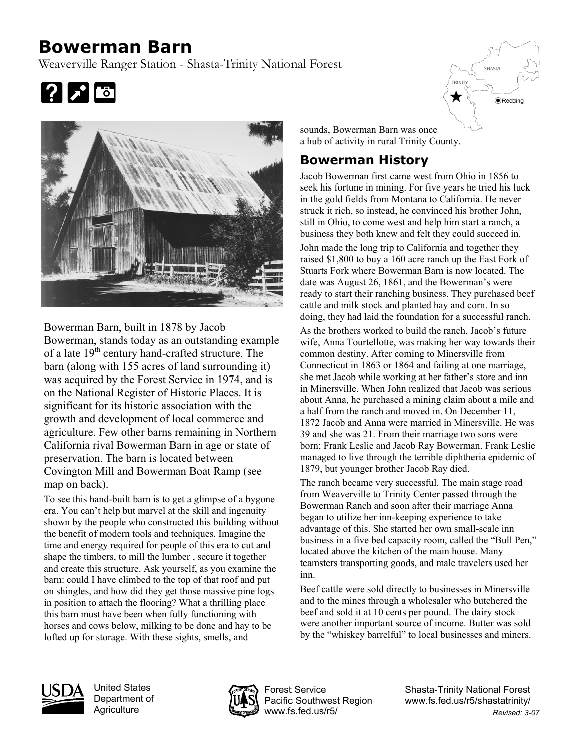# Bowerman Barn

Weaverville Ranger Station - Shasta-Trinity National Forest

Bowerman Barn, built in 1878 by Jacob Bowerman, stands today as an outstanding example of a late 19th century hand-crafted structure. The barn (along with 155 acres of land surrounding it) was acquired by the Forest Service in 1974, and is on the National Register of Historic Places. It is significant for its historic association with the growth and development of local commerce and agriculture. Few other barns remaining in Northern California rival Bowerman Barn in age or state of preservation. The barn is located between Covington Mill and Bowerman Boat Ramp (see map on back).

To see this hand-built barn is to get a glimpse of a bygone era. You can't help but marvel at the skill and ingenuity shown by the people who constructed this building without the benefit of modern tools and techniques. Imagine the time and energy required for people of this era to cut and shape the timbers, to mill the lumber , secure it together and create this structure. Ask yourself, as you examine the barn: could I have climbed to the top of that roof and put on shingles, and how did they get those massive pine logs in position to attach the flooring? What a thrilling place this barn must have been when fully functioning with horses and cows below, milking to be done and hay to be lofted up for storage. With these sights, smells, and sounds, Bowerman Barn was once a hub of activity in rural Trinity County.

## Bowerman History

Jacob Bowerman first came west from Ohio in 1856 to seek his fortune in mining. For five years he tried his luck in the gold fields from Montana to California. He never struck it rich, so instead, he convinced his brother John, still in Ohio, to come west and help him start a ranch, a business they both knew and felt they could succeed in.

John made the long trip to California and together they raised $1,800 to buy a 160 acre ranch up the East Fork of Stuarts Fork where Bowerman Barn is now located. The date was August 26, 1861, and the Bowerman's were ready to start their ranching business. They purchased beef cattle and milk stock and planted hay and corn. In so doing, they had laid the foundation for a successful ranch.

As the brothers worked to build the ranch, Jacob's future wife, Anna Tourtellotte, was making her way towards their common destiny. After coming to Minersville from Connecticut in 1863 or 1864 and failing at one marriage, she met Jacob while working at her father's store and inn in Minersville. When John realized that Jacob was serious about Anna, he purchased a mining claim about a mile and a half from the ranch and moved in. On December 11, 1872 Jacob and Anna were married in Minersville. He was 39 and she was 21. From their marriage two sons were born; Frank Leslie and Jacob Ray Bowerman. Frank Leslie managed to live through the terrible diphtheria epidemic of 1879, but younger brother Jacob Ray died.

The ranch became very successful. The main stage road from Weaverville to Trinity Center passed through the Bowerman Ranch and soon after their marriage Anna began to utilize her inn-keeping experience to take advantage of this. She started her own small-scale inn business in a five bed capacity room, called the "Bull Pen," located above the kitchen of the main house. Many teamsters transporting goods, and male travelers used her inn.

Beef cattle were sold directly to businesses in Minersville and to the mines through a wholesaler who butchered the beef and sold it at 10 cents per pound. The dairy stock were another important source of income. Butter was sold by the "whiskey barrelful" to local businesses and miners.

United States Department of Agriculture

Forest Service
Pacific Southwest Region
www.fs.fed.us/r5/

Shasta-Trinity National Forest
www.fs.fed.us/r5/shastatrinity/
*Revised: 3-07*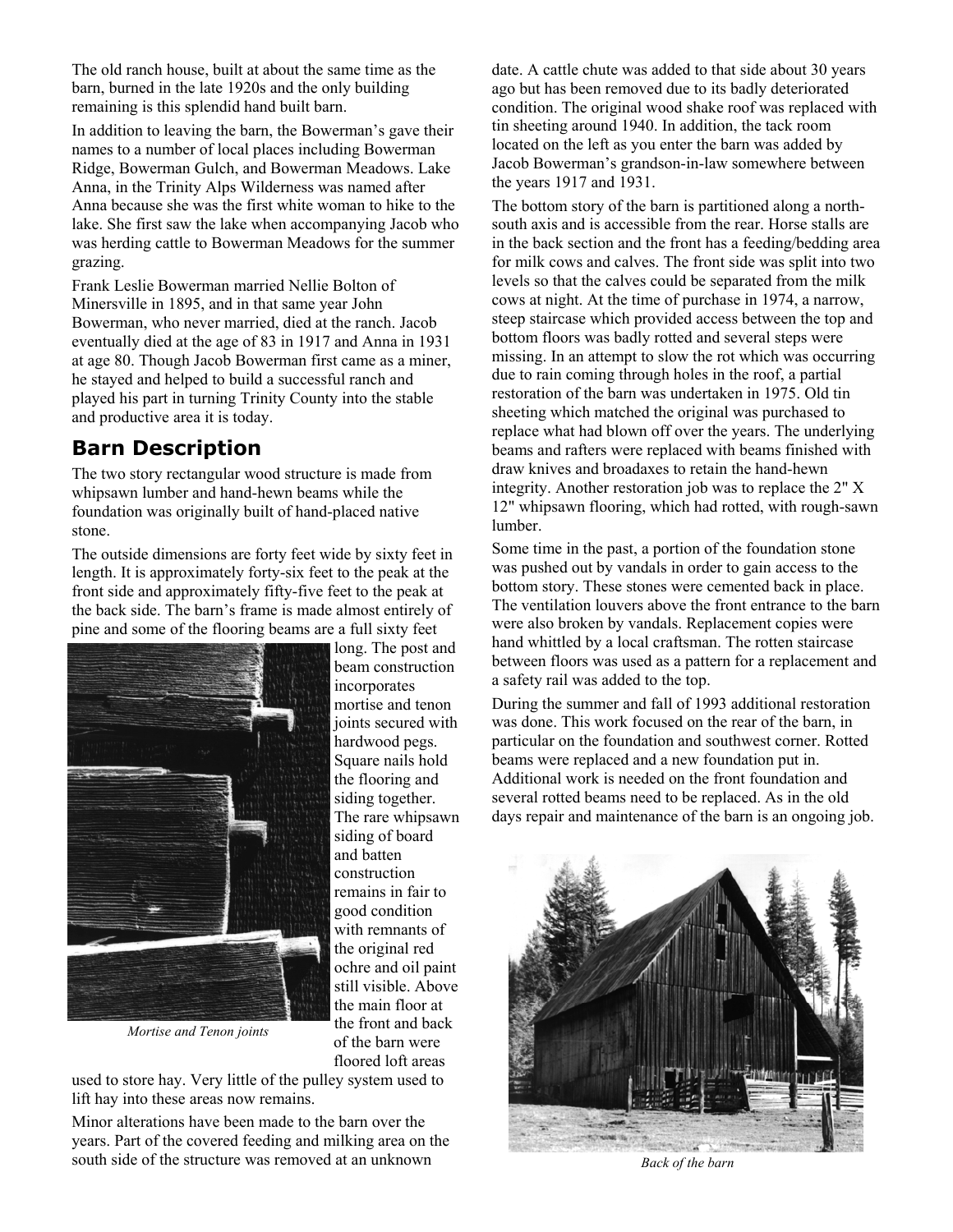The old ranch house, built at about the same time as the barn, burned in the late 1920s and the only building remaining is this splendid hand built barn.

In addition to leaving the barn, the Bowerman's gave their names to a number of local places including Bowerman Ridge, Bowerman Gulch, and Bowerman Meadows. Lake Anna, in the Trinity Alps Wilderness was named after Anna because she was the first white woman to hike to the lake. She first saw the lake when accompanying Jacob who was herding cattle to Bowerman Meadows for the summer grazing.

Frank Leslie Bowerman married Nellie Bolton of Minersville in 1895, and in that same year John Bowerman, who never married, died at the ranch. Jacob eventually died at the age of 83 in 1917 and Anna in 1931 at age 80. Though Jacob Bowerman first came as a miner, he stayed and helped to build a successful ranch and played his part in turning Trinity County into the stable and productive area it is today.

## Barn Description

The two story rectangular wood structure is made from whipsawn lumber and hand-hewn beams while the foundation was originally built of hand-placed native stone.

The outside dimensions are forty feet wide by sixty feet in length. It is approximately forty-six feet to the peak at the front side and approximately fifty-five feet to the peak at the back side. The barn's frame is made almost entirely of pine and some of the flooring beams are a full sixty feet long. The post and beam construction incorporates mortise and tenon joints secured with hardwood pegs. Square nails hold the flooring and siding together. The rare whipsawn siding of board and batten construction remains in fair to good condition with remnants of the original red ochre and oil paint still visible. Above the main floor at the front and back of the barn were floored loft areas used to store hay. Very little of the pulley system used to lift hay into these areas now remains.

*Mortise and Tenon joints*

Minor alterations have been made to the barn over the years. Part of the covered feeding and milking area on the south side of the structure was removed at an unknown date. A cattle chute was added to that side about 30 years ago but has been removed due to its badly deteriorated condition. The original wood shake roof was replaced with tin sheeting around 1940. In addition, the tack room located on the left as you enter the barn was added by Jacob Bowerman's grandson-in-law somewhere between the years 1917 and 1931.

The bottom story of the barn is partitioned along a north-south axis and is accessible from the rear. Horse stalls are in the back section and the front has a feeding/bedding area for milk cows and calves. The front side was split into two levels so that the calves could be separated from the milk cows at night. At the time of purchase in 1974, a narrow, steep staircase which provided access between the top and bottom floors was badly rotted and several steps were missing. In an attempt to slow the rot which was occurring due to rain coming through holes in the roof, a partial restoration of the barn was undertaken in 1975. Old tin sheeting which matched the original was purchased to replace what had blown off over the years. The underlying beams and rafters were replaced with beams finished with draw knives and broadaxes to retain the hand-hewn integrity. Another restoration job was to replace the 2" X 12" whipsawn flooring, which had rotted, with rough-sawn lumber.

Some time in the past, a portion of the foundation stone was pushed out by vandals in order to gain access to the bottom story. These stones were cemented back in place. The ventilation louvers above the front entrance to the barn were also broken by vandals. Replacement copies were hand whittled by a local craftsman. The rotten staircase between floors was used as a pattern for a replacement and a safety rail was added to the top.

During the summer and fall of 1993 additional restoration was done. This work focused on the rear of the barn, in particular on the foundation and southwest corner. Rotted beams were replaced and a new foundation put in. Additional work is needed on the front foundation and several rotted beams need to be replaced. As in the old days repair and maintenance of the barn is an ongoing job.

*Back of the barn*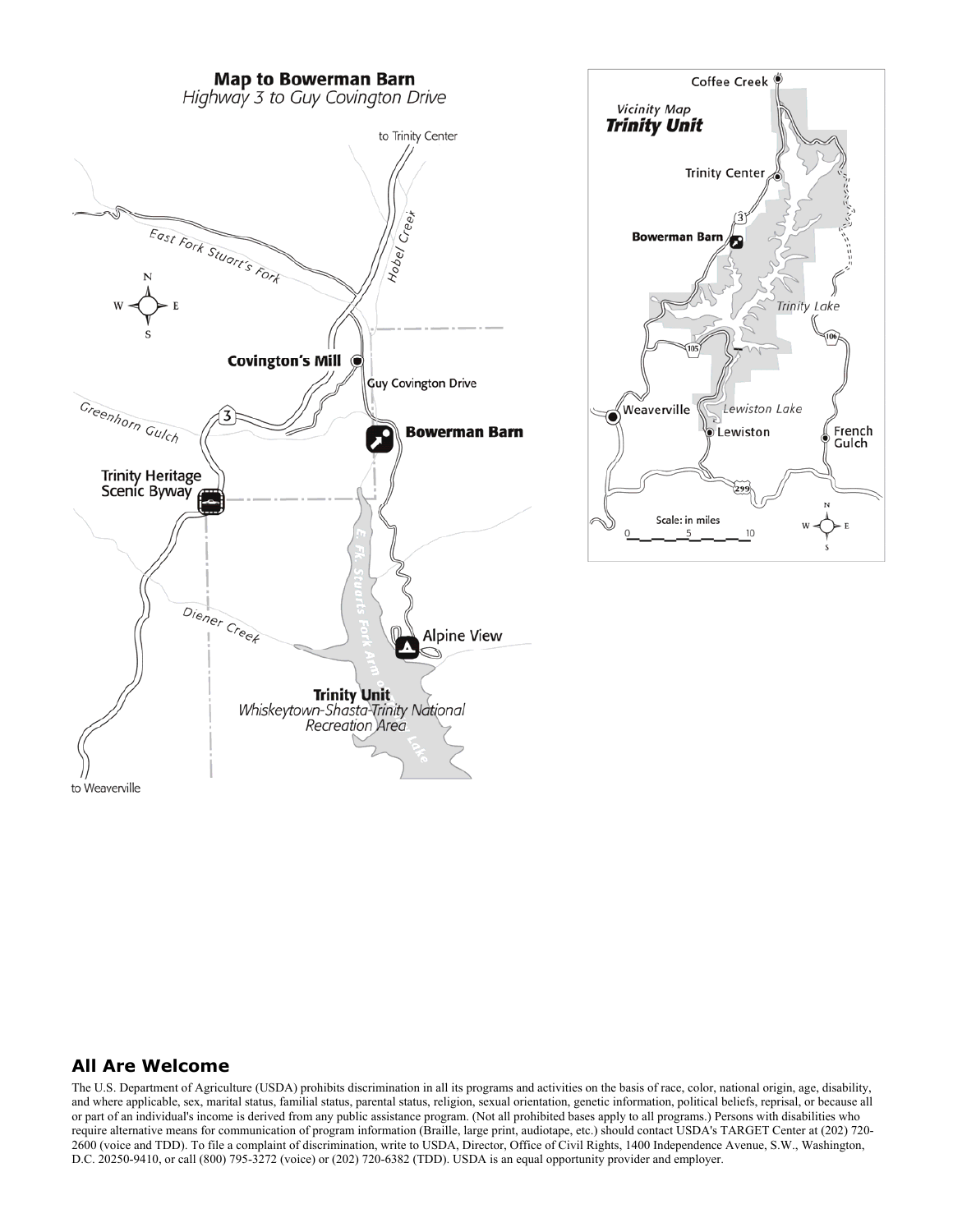## Map to Bowerman Barn

*Highway 3 to Guy Covington Drive*

to Trinity Center

East Fork Stuart's Fork

Hobel Creek

Covington's Mill

Guy Covington Drive

Greenhorn Gulch

3

Bowerman Barn

Trinity Heritage Scenic Byway

E. Fk. Stuarts Fork Arm of Trinity Lake

Diener Creek

Alpine View

**Trinity Unit**

*Whiskeytown-Shasta-Trinity National Recreation Area*

to Weaverville

*Vicinity Map*

***Trinity Unit***

Coffee Creek

Trinity Center

3

Bowerman Barn

Trinity Lake

105

106

Weaverville

Lewiston Lake

Lewiston

French Gulch

299

Scale: in miles

0 5 10

## All Are Welcome

The U.S. Department of Agriculture (USDA) prohibits discrimination in all its programs and activities on the basis of race, color, national origin, age, disability, and where applicable, sex, marital status, familial status, parental status, religion, sexual orientation, genetic information, political beliefs, reprisal, or because all or part of an individual's income is derived from any public assistance program. (Not all prohibited bases apply to all programs.) Persons with disabilities who require alternative means for communication of program information (Braille, large print, audiotape, etc.) should contact USDA's TARGET Center at (202) 720-2600 (voice and TDD). To file a complaint of discrimination, write to USDA, Director, Office of Civil Rights, 1400 Independence Avenue, S.W., Washington, D.C. 20250-9410, or call (800) 795-3272 (voice) or (202) 720-6382 (TDD). USDA is an equal opportunity provider and employer.